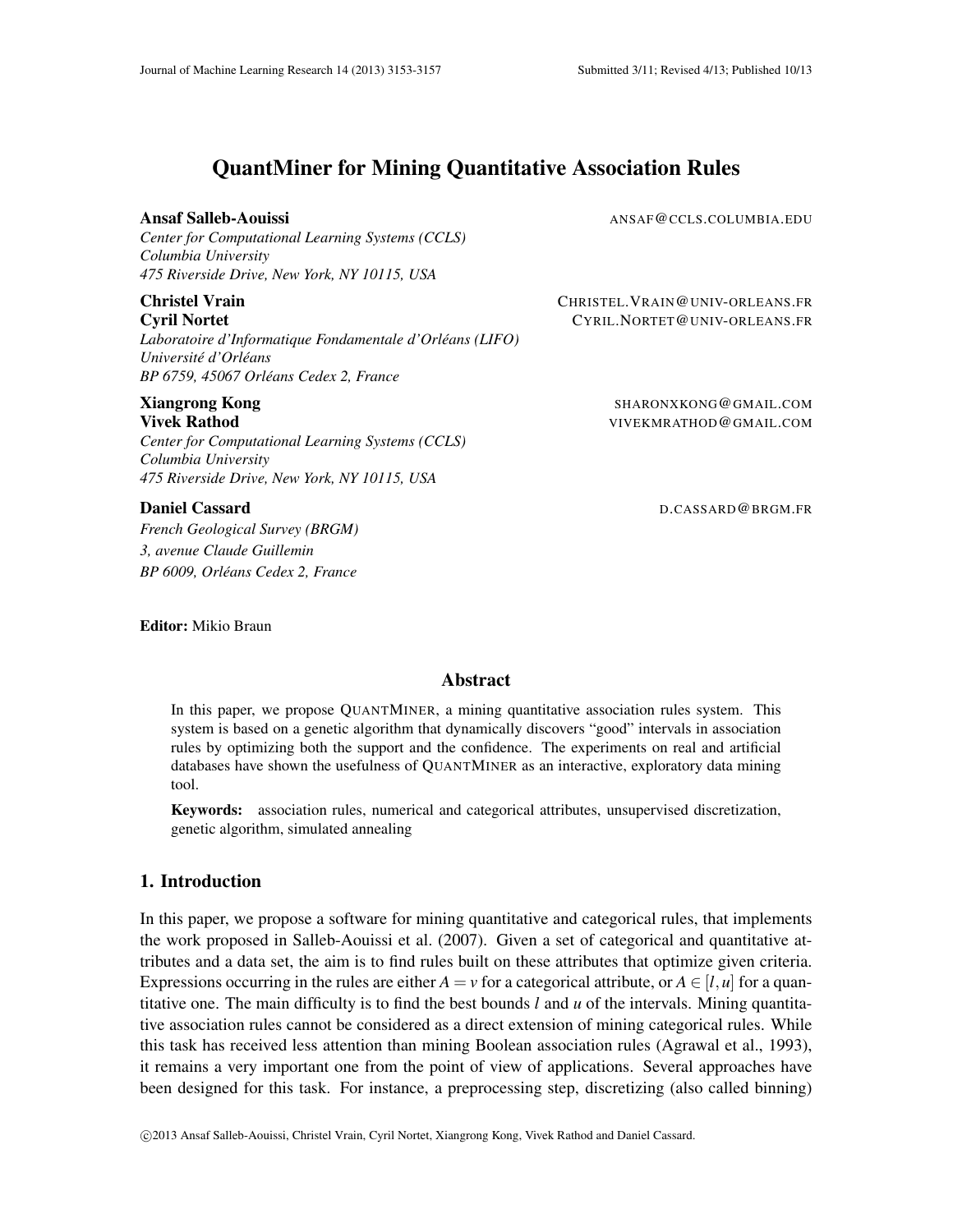// QuantMiner for Mining Quantitative Association Rules

**Ansaf Salleb-Aouissi** ANSAF@CCLS.COLUMBIA.EDU
*Center for Computational Learning Systems (CCLS)*
*Columbia University*
*475 Riverside Drive, New York, NY 10115, USA*

**Christel Vrain** CHRISTEL.VRAIN@UNIV-ORLEANS.FR
**Cyril Nortet** CYRIL.NORTET@UNIV-ORLEANS.FR
*Laboratoire d'Informatique Fondamentale d'Orléans (LIFO)*
*Université d'Orléans*
*BP 6759, 45067 Orléans Cedex 2, France*

**Xiangrong Kong** SHARONXKONG@GMAIL.COM
**Vivek Rathod** VIVEKMRATHOD@GMAIL.COM
*Center for Computational Learning Systems (CCLS)*
*Columbia University*
*475 Riverside Drive, New York, NY 10115, USA*

**Daniel Cassard** D.CASSARD@BRGM.FR
*French Geological Survey (BRGM)*
*3, avenue Claude Guillemin*
*BP 6009, Orléans Cedex 2, France*

**Editor:** Mikio Braun

## Abstract

In this paper, we propose QUANTMINER, a mining quantitative association rules system. This system is based on a genetic algorithm that dynamically discovers "good" intervals in association rules by optimizing both the support and the confidence. The experiments on real and artificial databases have shown the usefulness of QUANTMINER as an interactive, exploratory data mining tool.

**Keywords:** association rules, numerical and categorical attributes, unsupervised discretization, genetic algorithm, simulated annealing

## 1. Introduction

In this paper, we propose a software for mining quantitative and categorical rules, that implements the work proposed in Salleb-Aouissi et al. (2007). Given a set of categorical and quantitative attributes and a data set, the aim is to find rules built on these attributes that optimize given criteria. Expressions occurring in the rules are either $A = v$ for a categorical attribute, or $A \in [l, u]$ for a quantitative one. The main difficulty is to find the best bounds $l$ and $u$ of the intervals. Mining quantitative association rules cannot be considered as a direct extension of mining categorical rules. While this task has received less attention than mining Boolean association rules (Agrawal et al., 1993), it remains a very important one from the point of view of applications. Several approaches have been designed for this task. For instance, a preprocessing step, discretizing (also called binning)

©2013 Ansaf Salleb-Aouissi, Christel Vrain, Cyril Nortet, Xiangrong Kong, Vivek Rathod and Daniel Cassard.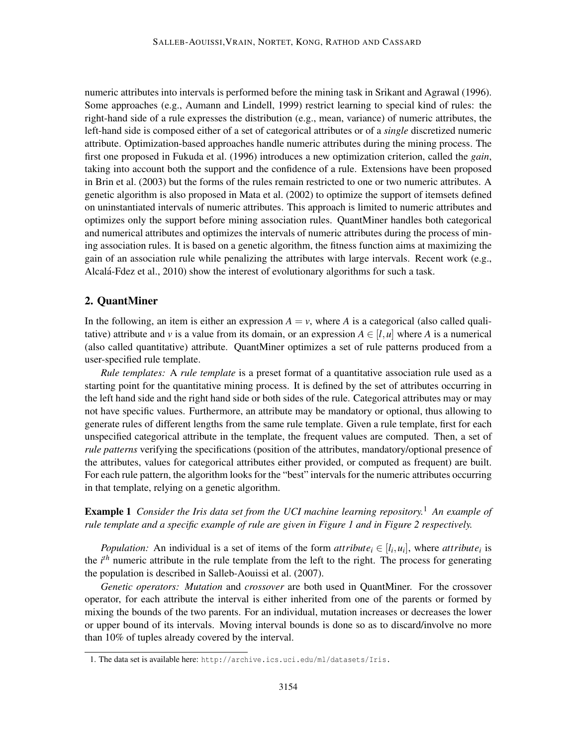numeric attributes into intervals is performed before the mining task in Srikant and Agrawal (1996). Some approaches (e.g., Aumann and Lindell, 1999) restrict learning to special kind of rules: the right-hand side of a rule expresses the distribution (e.g., mean, variance) of numeric attributes, the left-hand side is composed either of a set of categorical attributes or of a *single* discretized numeric attribute. Optimization-based approaches handle numeric attributes during the mining process. The first one proposed in Fukuda et al. (1996) introduces a new optimization criterion, called the *gain*, taking into account both the support and the confidence of a rule. Extensions have been proposed in Brin et al. (2003) but the forms of the rules remain restricted to one or two numeric attributes. A genetic algorithm is also proposed in Mata et al. (2002) to optimize the support of itemsets defined on uninstantiated intervals of numeric attributes. This approach is limited to numeric attributes and optimizes only the support before mining association rules. QuantMiner handles both categorical and numerical attributes and optimizes the intervals of numeric attributes during the process of mining association rules. It is based on a genetic algorithm, the fitness function aims at maximizing the gain of an association rule while penalizing the attributes with large intervals. Recent work (e.g., Alcalá-Fdez et al., 2010) show the interest of evolutionary algorithms for such a task.

## 2. QuantMiner

In the following, an item is either an expression $A = v$, where $A$ is a categorical (also called qualitative) attribute and $v$ is a value from its domain, or an expression $A \in [l, u]$ where $A$ is a numerical (also called quantitative) attribute. QuantMiner optimizes a set of rule patterns produced from a user-specified rule template.

*Rule templates:* A *rule template* is a preset format of a quantitative association rule used as a starting point for the quantitative mining process. It is defined by the set of attributes occurring in the left hand side and the right hand side or both sides of the rule. Categorical attributes may or may not have specific values. Furthermore, an attribute may be mandatory or optional, thus allowing to generate rules of different lengths from the same rule template. Given a rule template, first for each unspecified categorical attribute in the template, the frequent values are computed. Then, a set of *rule patterns* verifying the specifications (position of the attributes, mandatory/optional presence of the attributes, values for categorical attributes either provided, or computed as frequent) are built. For each rule pattern, the algorithm looks for the "best" intervals for the numeric attributes occurring in that template, relying on a genetic algorithm.

**Example 1** *Consider the Iris data set from the UCI machine learning repository.*[1] *An example of rule template and a specific example of rule are given in Figure 1 and in Figure 2 respectively.*

*Population:* An individual is a set of items of the form $attribute_i \in [l_i, u_i]$, where $attribute_i$ is the $i^{th}$ numeric attribute in the rule template from the left to the right. The process for generating the population is described in Salleb-Aouissi et al. (2007).

*Genetic operators: Mutation* and *crossover* are both used in QuantMiner. For the crossover operator, for each attribute the interval is either inherited from one of the parents or formed by mixing the bounds of the two parents. For an individual, mutation increases or decreases the lower or upper bound of its intervals. Moving interval bounds is done so as to discard/involve no more than 10% of tuples already covered by the interval.

1. The data set is available here: http://archive.ics.uci.edu/ml/datasets/Iris.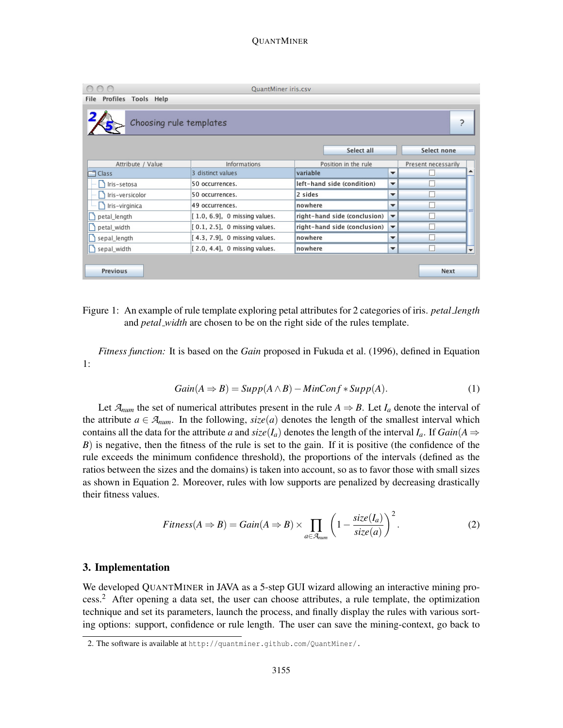Figure 1: An example of rule template exploring petal attributes for 2 categories of iris. *petal_length* and *petal_width* are chosen to be on the right side of the rules template.

*Fitness function:* It is based on the *Gain* proposed in Fukuda et al. (1996), defined in Equation 1:

$$Gain(A \Rightarrow B) = Supp(A \wedge B) - MinConf * Supp(A). \quad (1)$$

Let $\mathcal{A}_{num}$ the set of numerical attributes present in the rule $A \Rightarrow B$. Let $I_a$ denote the interval of the attribute $a \in \mathcal{A}_{num}$. In the following, $size(a)$ denotes the length of the smallest interval which contains all the data for the attribute $a$ and $size(I_a)$ denotes the length of the interval $I_a$. If $Gain(A \Rightarrow B)$ is negative, then the fitness of the rule is set to the gain. If it is positive (the confidence of the rule exceeds the minimum confidence threshold), the proportions of the intervals (defined as the ratios between the sizes and the domains) is taken into account, so as to favor those with small sizes as shown in Equation 2. Moreover, rules with low supports are penalized by decreasing drastically their fitness values.

$$Fitness(A \Rightarrow B) = Gain(A \Rightarrow B) \times \prod_{a \in \mathcal{A}_{num}} \left(1 - \frac{size(I_a)}{size(a)}\right)^2. \quad (2)$$

## 3. Implementation

We developed QUANTMINER in JAVA as a 5-step GUI wizard allowing an interactive mining process.[2] After opening a data set, the user can choose attributes, a rule template, the optimization technique and set its parameters, launch the process, and finally display the rules with various sorting options: support, confidence or rule length. The user can save the mining-context, go back to

2. The software is available at http://quantminer.github.com/QuantMiner/.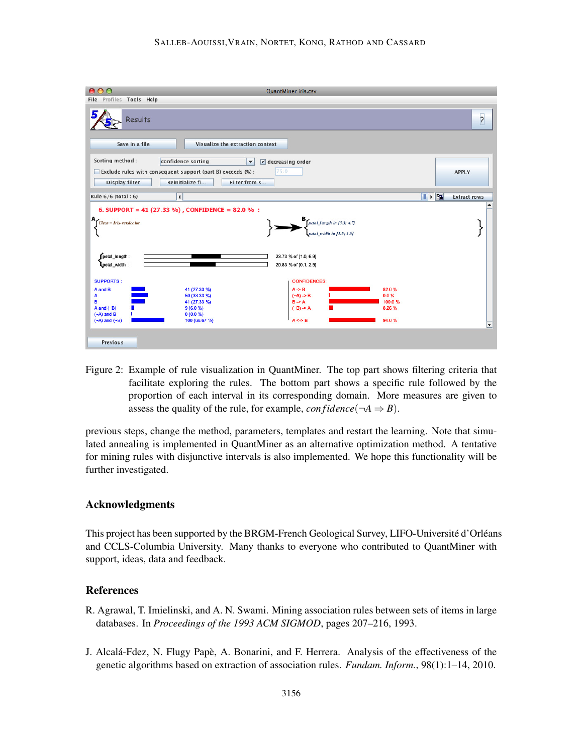Figure 2: Example of rule visualization in QuantMiner. The top part shows filtering criteria that facilitate exploring the rules. The bottom part shows a specific rule followed by the proportion of each interval in its corresponding domain. More measures are given to assess the quality of the rule, for example, $confidence(\neg A \Rightarrow B)$.

previous steps, change the method, parameters, templates and restart the learning. Note that simulated annealing is implemented in QuantMiner as an alternative optimization method. A tentative for mining rules with disjunctive intervals is also implemented. We hope this functionality will be further investigated.

## Acknowledgments

This project has been supported by the BRGM-French Geological Survey, LIFO-Université d'Orléans and CCLS-Columbia University. Many thanks to everyone who contributed to QuantMiner with support, ideas, data and feedback.

## References

R. Agrawal, T. Imielinski, and A. N. Swami. Mining association rules between sets of items in large databases. In *Proceedings of the 1993 ACM SIGMOD*, pages 207–216, 1993.

J. Alcalá-Fdez, N. Flugy Papè, A. Bonarini, and F. Herrera. Analysis of the effectiveness of the genetic algorithms based on extraction of association rules. *Fundam. Inform.*, 98(1):1–14, 2010.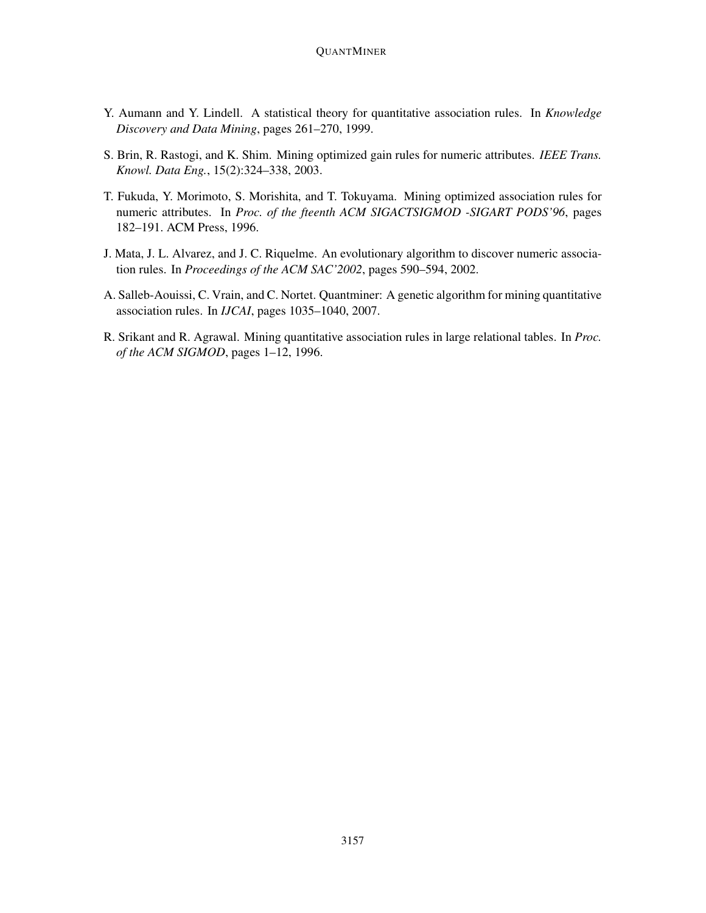Y. Aumann and Y. Lindell. A statistical theory for quantitative association rules. In *Knowledge Discovery and Data Mining*, pages 261–270, 1999.

S. Brin, R. Rastogi, and K. Shim. Mining optimized gain rules for numeric attributes. *IEEE Trans. Knowl. Data Eng.*, 15(2):324–338, 2003.

T. Fukuda, Y. Morimoto, S. Morishita, and T. Tokuyama. Mining optimized association rules for numeric attributes. In *Proc. of the fteenth ACM SIGACTSIGMOD -SIGART PODS'96*, pages 182–191. ACM Press, 1996.

J. Mata, J. L. Alvarez, and J. C. Riquelme. An evolutionary algorithm to discover numeric association rules. In *Proceedings of the ACM SAC'2002*, pages 590–594, 2002.

A. Salleb-Aouissi, C. Vrain, and C. Nortet. Quantminer: A genetic algorithm for mining quantitative association rules. In *IJCAI*, pages 1035–1040, 2007.

R. Srikant and R. Agrawal. Mining quantitative association rules in large relational tables. In *Proc. of the ACM SIGMOD*, pages 1–12, 1996.